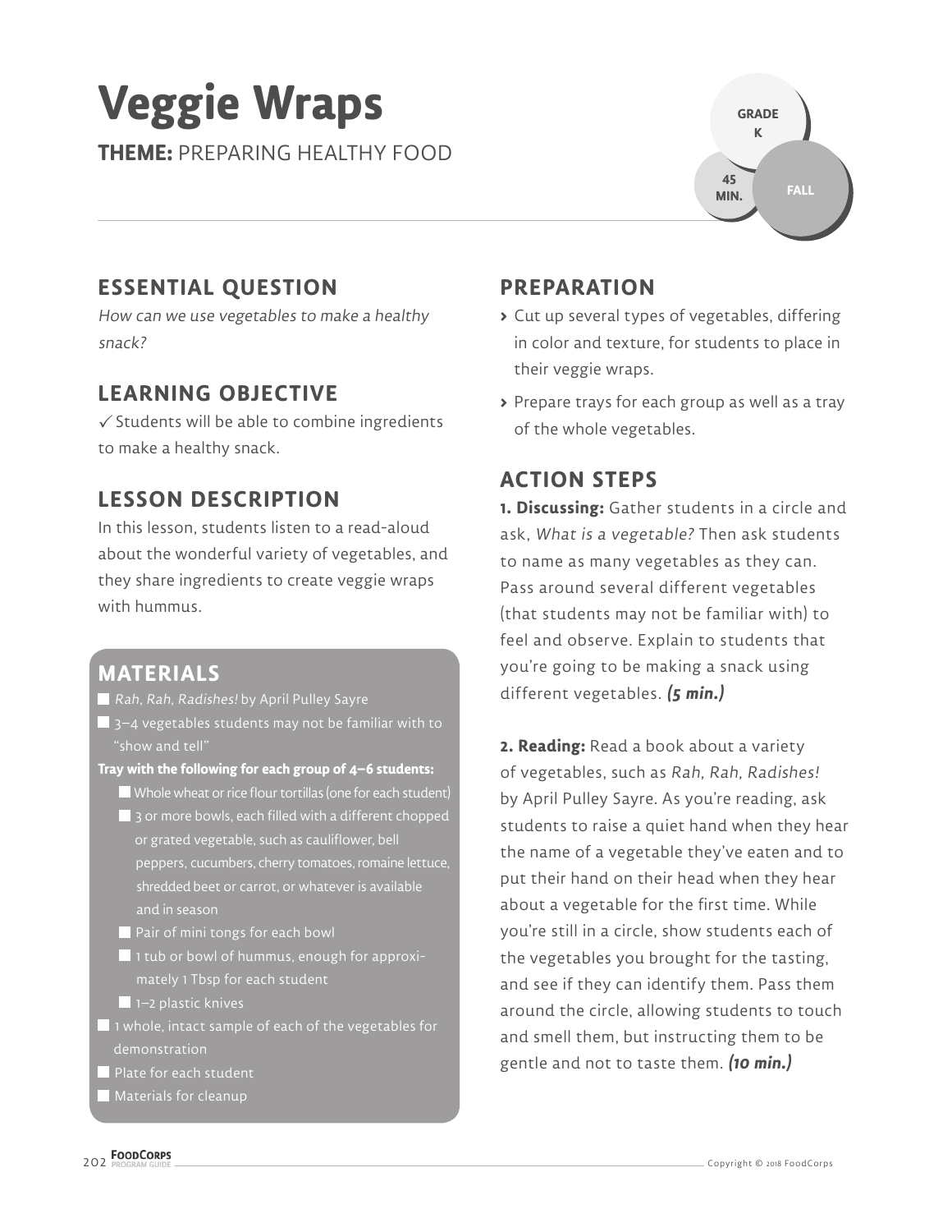# Veggie Wraps

**THEME:** PREPARING HEALTHY FOOD

GRADE K | 45 MIN. | FALL

## ESSENTIAL QUESTION

*How can we use vegetables to make a healthy snack?*

## LEARNING OBJECTIVE

✓ Students will be able to combine ingredients to make a healthy snack.

## LESSON DESCRIPTION

In this lesson, students listen to a read-aloud about the wonderful variety of vegetables, and they share ingredients to create veggie wraps with hummus.

## MATERIALS

- *Rah, Rah, Radishes!* by April Pulley Sayre
- 3–4 vegetables students may not be familiar with to "show and tell"

**Tray with the following for each group of 4–6 students:**

- Whole wheat or rice flour tortillas (one for each student)
- 3 or more bowls, each filled with a different chopped or grated vegetable, such as cauliflower, bell peppers, cucumbers, cherry tomatoes, romaine lettuce, shredded beet or carrot, or whatever is available and in season
- Pair of mini tongs for each bowl
- 1 tub or bowl of hummus, enough for approximately 1 Tbsp for each student
- 1–2 plastic knives

- 1 whole, intact sample of each of the vegetables for demonstration
- Plate for each student
- Materials for cleanup

## PREPARATION

- Cut up several types of vegetables, differing in color and texture, for students to place in their veggie wraps.
- Prepare trays for each group as well as a tray of the whole vegetables.

## ACTION STEPS

**1. Discussing:** Gather students in a circle and ask, *What is a vegetable?* Then ask students to name as many vegetables as they can. Pass around several different vegetables (that students may not be familiar with) to feel and observe. Explain to students that you're going to be making a snack using different vegetables. ***(5 min.)***

**2. Reading:** Read a book about a variety of vegetables, such as *Rah, Rah, Radishes!* by April Pulley Sayre. As you're reading, ask students to raise a quiet hand when they hear the name of a vegetable they've eaten and to put their hand on their head when they hear about a vegetable for the first time. While you're still in a circle, show students each of the vegetables you brought for the tasting, and see if they can identify them. Pass them around the circle, allowing students to touch and smell them, but instructing them to be gentle and not to taste them. ***(10 min.)***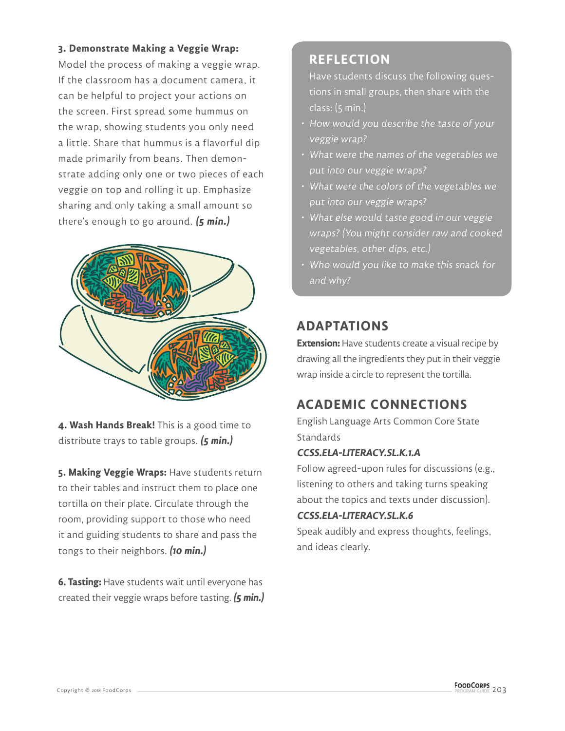**3. Demonstrate Making a Veggie Wrap:** Model the process of making a veggie wrap. If the classroom has a document camera, it can be helpful to project your actions on the screen. First spread some hummus on the wrap, showing students you only need a little. Share that hummus is a flavorful dip made primarily from beans. Then demonstrate adding only one or two pieces of each veggie on top and rolling it up. Emphasize sharing and only taking a small amount so there's enough to go around. ***(5 min.)***

**4. Wash Hands Break!** This is a good time to distribute trays to table groups. ***(5 min.)***

**5. Making Veggie Wraps:** Have students return to their tables and instruct them to place one tortilla on their plate. Circulate through the room, providing support to those who need it and guiding students to share and pass the tongs to their neighbors. ***(10 min.)***

**6. Tasting:** Have students wait until everyone has created their veggie wraps before tasting. ***(5 min.)***

## REFLECTION

Have students discuss the following questions in small groups, then share with the class: (5 min.)

- *How would you describe the taste of your veggie wrap?*
- *What were the names of the vegetables we put into our veggie wraps?*
- *What were the colors of the vegetables we put into our veggie wraps?*
- *What else would taste good in our veggie wraps? (You might consider raw and cooked vegetables, other dips, etc.)*
- *Who would you like to make this snack for and why?*

## ADAPTATIONS

**Extension:** Have students create a visual recipe by drawing all the ingredients they put in their veggie wrap inside a circle to represent the tortilla.

## ACADEMIC CONNECTIONS

English Language Arts Common Core State Standards

***CCSS.ELA-LITERACY.SL.K.1.A***

Follow agreed-upon rules for discussions (e.g., listening to others and taking turns speaking about the topics and texts under discussion).

***CCSS.ELA-LITERACY.SL.K.6***

Speak audibly and express thoughts, feelings, and ideas clearly.

Copyright © 2018 FoodCorps